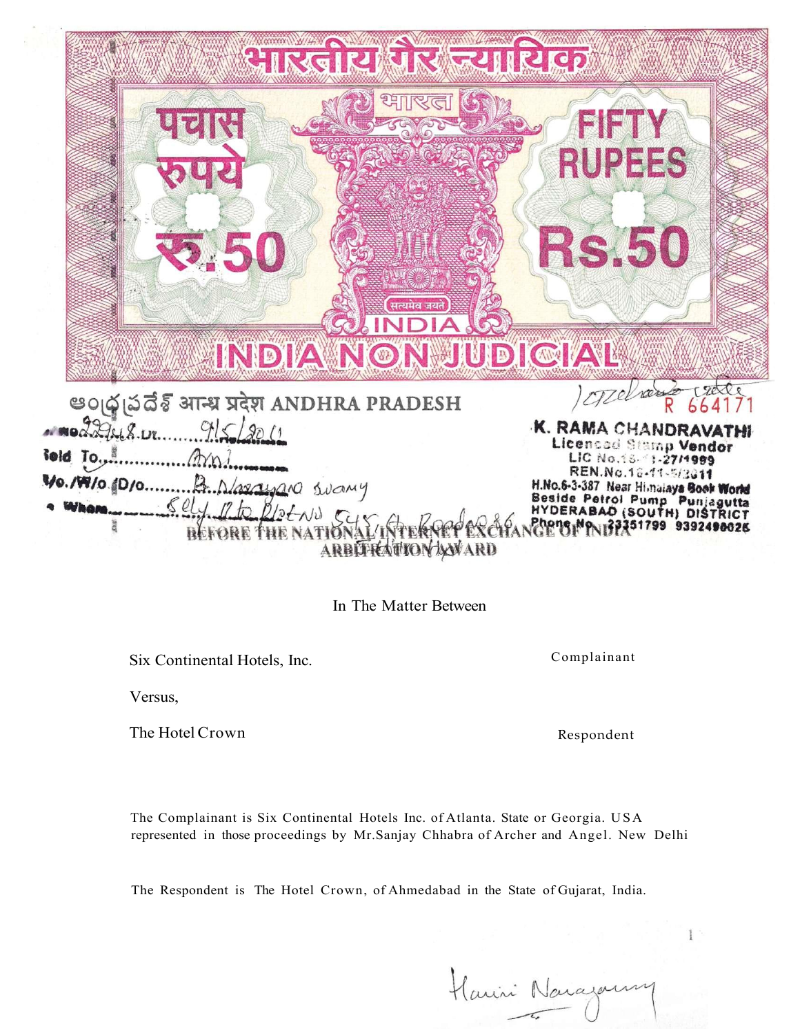भारतीय गैर न्यायिक

भारत

पचास रुपये रु.50

FIFTY RUPEES Rs.50

सत्यमेव जयते

INDIA

INDIA NON JUDICIAL

ఆంధ్రప్రదేశ్ आन्ध्र प्रदेश ANDHRA PRADESH

R 664171

No. 22948 Dt. 9/5/2011

Sold To ........ Arni

S/o./W/o./D/o. ........ B. Narayana Swamy

For Whom ........ Self. R/o Plot No 548, Road No 86

K. RAMA CHANDRAVATHI
Licenced Stamp Vendor
LIC No.16-11-27/1999
REN.No.16-11-5/2011
H.No.6-3-387 Near Himalaya Book World
Beside Petrol Pump Punjagutta
HYDERABAD (SOUTH) DISTRICT
Phone No. 23351799 9392498026

# BEFORE THE NATIONAL INTERNET EXCHANGE OF INDIA

## ARBITRATION AWARD

In The Matter Between

| | |
|---|---|
| Six Continental Hotels, Inc. | Complainant |
| Versus, | |
| The Hotel Crown | Respondent |

The Complainant is Six Continental Hotels Inc. of Atlanta. State or Georgia. USA represented in those proceedings by Mr.Sanjay Chhabra of Archer and Angel. New Delhi

The Respondent is The Hotel Crown, of Ahmedabad in the State of Gujarat, India.

Harini Narayanswamy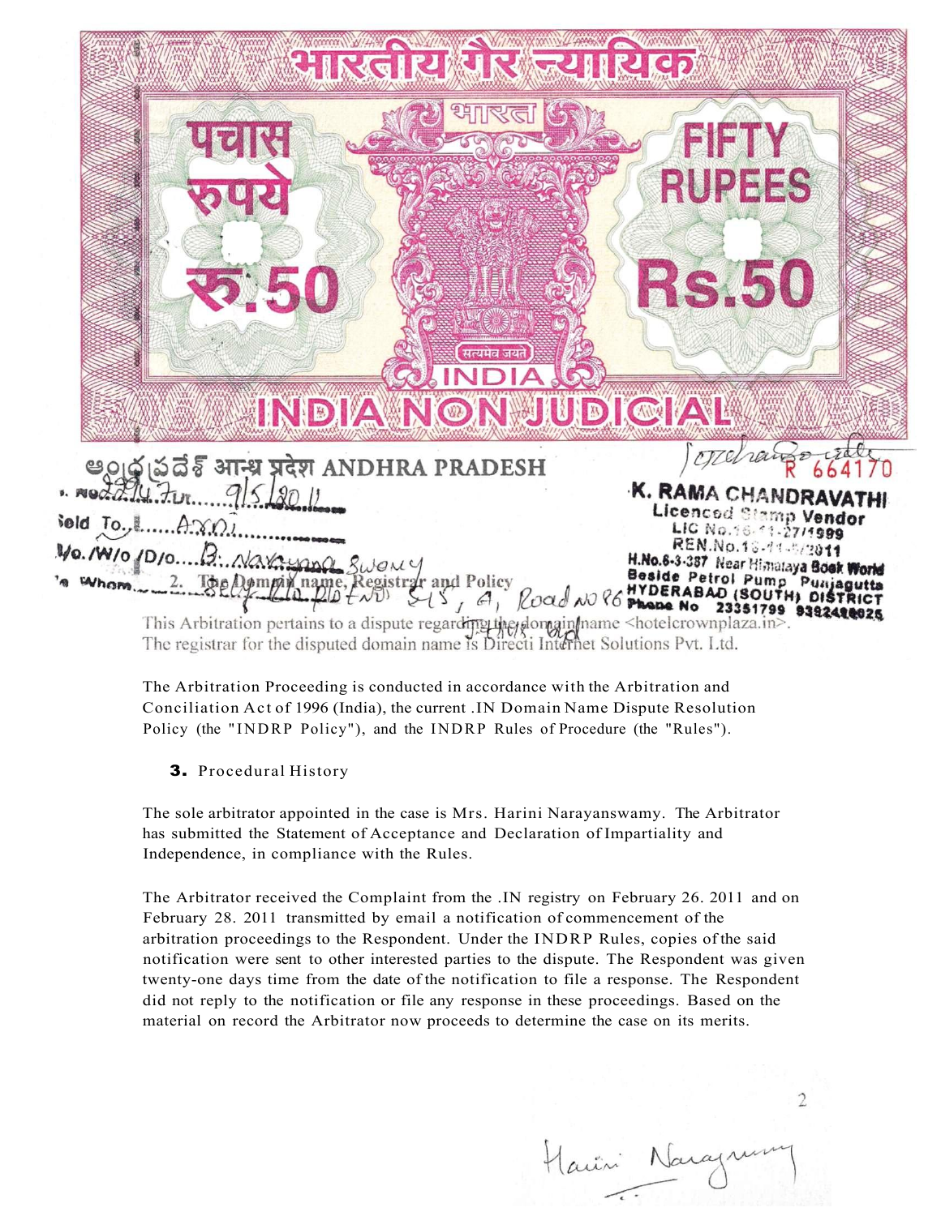भारतीय गैर न्यायिक

भारत

पचास रुपये

रु.50

FIFTY RUPEES

Rs.50

सत्यमेव जयते

INDIA

INDIA NON JUDICIAL

ఆంధ్ర ప్రదేశ్ आन्ध्र प्रदेश ANDHRA PRADESH

R 664170

K. RAMA CHANDRAVATHI
Licenced Stamp Vendor
LIC No.16-11-27/1999
REN.No.16-11-5/2011
H.No.6-3-337 Near Himalaya Book World
Beside Petrol Pump Punjagutta
HYDERABAD (SOUTH) DISTRICT
Phone No 23351799 9392428025

No. 2294 7th 9/5/2011

Sold To. Arni

S/o./W/o./D/o. B. Narayana Swamy

To Whom Belly Cld plot No 515, A, Road No 86 Jubilee Hills

2. The Domain name, Registrar and Policy

This Arbitration pertains to a dispute regarding the domain name <hotelcrownplaza.in>. The registrar for the disputed domain name is Directi Internet Solutions Pvt. Ltd.

The Arbitration Proceeding is conducted in accordance with the Arbitration and Conciliation Act of 1996 (India), the current .IN Domain Name Dispute Resolution Policy (the "INDRP Policy"), and the INDRP Rules of Procedure (the "Rules").

**3.** Procedural History

The sole arbitrator appointed in the case is Mrs. Harini Narayanswamy. The Arbitrator has submitted the Statement of Acceptance and Declaration of Impartiality and Independence, in compliance with the Rules.

The Arbitrator received the Complaint from the .IN registry on February 26. 2011 and on February 28. 2011 transmitted by email a notification of commencement of the arbitration proceedings to the Respondent. Under the INDRP Rules, copies of the said notification were sent to other interested parties to the dispute. The Respondent was given twenty-one days time from the date of the notification to file a response. The Respondent did not reply to the notification or file any response in these proceedings. Based on the material on record the Arbitrator now proceeds to determine the case on its merits.

Harini Narayanswamy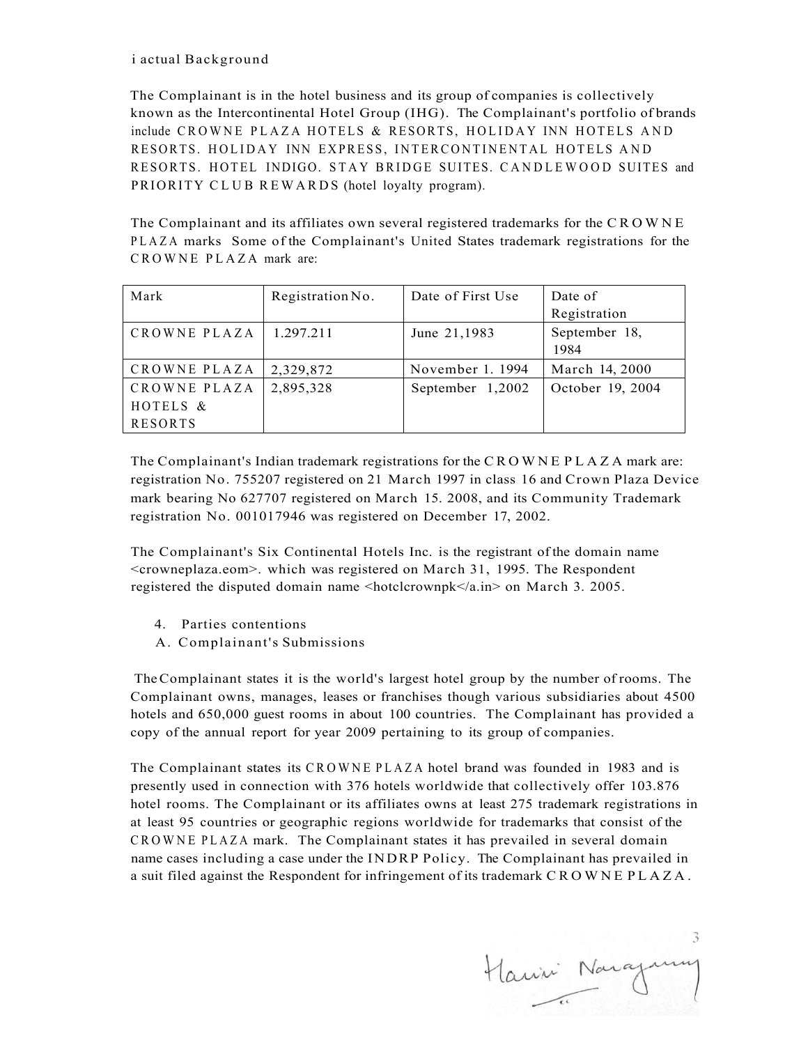i actual Background

The Complainant is in the hotel business and its group of companies is collectively known as the Intercontinental Hotel Group (IHG). The Complainant's portfolio of brands include CROWNE PLAZA HOTELS & RESORTS, HOLIDAY INN HOTELS AND RESORTS. HOLIDAY INN EXPRESS, INTERCONTINENTAL HOTELS AND RESORTS. HOTEL INDIGO. STAY BRIDGE SUITES. CANDLEWOOD SUITES and PRIORITY CLUB REWARDS (hotel loyalty program).

The Complainant and its affiliates own several registered trademarks for the CROWNE PLAZA marks Some of the Complainant's United States trademark registrations for the CROWNE PLAZA mark are:

| Mark | Registration No. | Date of First Use | Date of Registration |
|---|---|---|---|
| CROWNE PLAZA | 1.297.211 | June 21,1983 | September 18, 1984 |
| CROWNE PLAZA | 2,329,872 | November 1. 1994 | March 14, 2000 |
| CROWNE PLAZA HOTELS & RESORTS | 2,895,328 | September 1,2002 | October 19, 2004 |

The Complainant's Indian trademark registrations for the CROWNE PLAZA mark are: registration No. 755207 registered on 21 March 1997 in class 16 and Crown Plaza Device mark bearing No 627707 registered on March 15. 2008, and its Community Trademark registration No. 001017946 was registered on December 17, 2002.

The Complainant's Six Continental Hotels Inc. is the registrant of the domain name <crowneplaza.eom>. which was registered on March 31, 1995. The Respondent registered the disputed domain name <hotclcrownpk</a.in> on March 3. 2005.

4. Parties contentions

A. Complainant's Submissions

The Complainant states it is the world's largest hotel group by the number of rooms. The Complainant owns, manages, leases or franchises though various subsidiaries about 4500 hotels and 650,000 guest rooms in about 100 countries. The Complainant has provided a copy of the annual report for year 2009 pertaining to its group of companies.

The Complainant states its CROWNE PLAZA hotel brand was founded in 1983 and is presently used in connection with 376 hotels worldwide that collectively offer 103.876 hotel rooms. The Complainant or its affiliates owns at least 275 trademark registrations in at least 95 countries or geographic regions worldwide for trademarks that consist of the CROWNE PLAZA mark. The Complainant states it has prevailed in several domain name cases including a case under the INDRP Policy. The Complainant has prevailed in a suit filed against the Respondent for infringement of its trademark CROWNE PLAZA.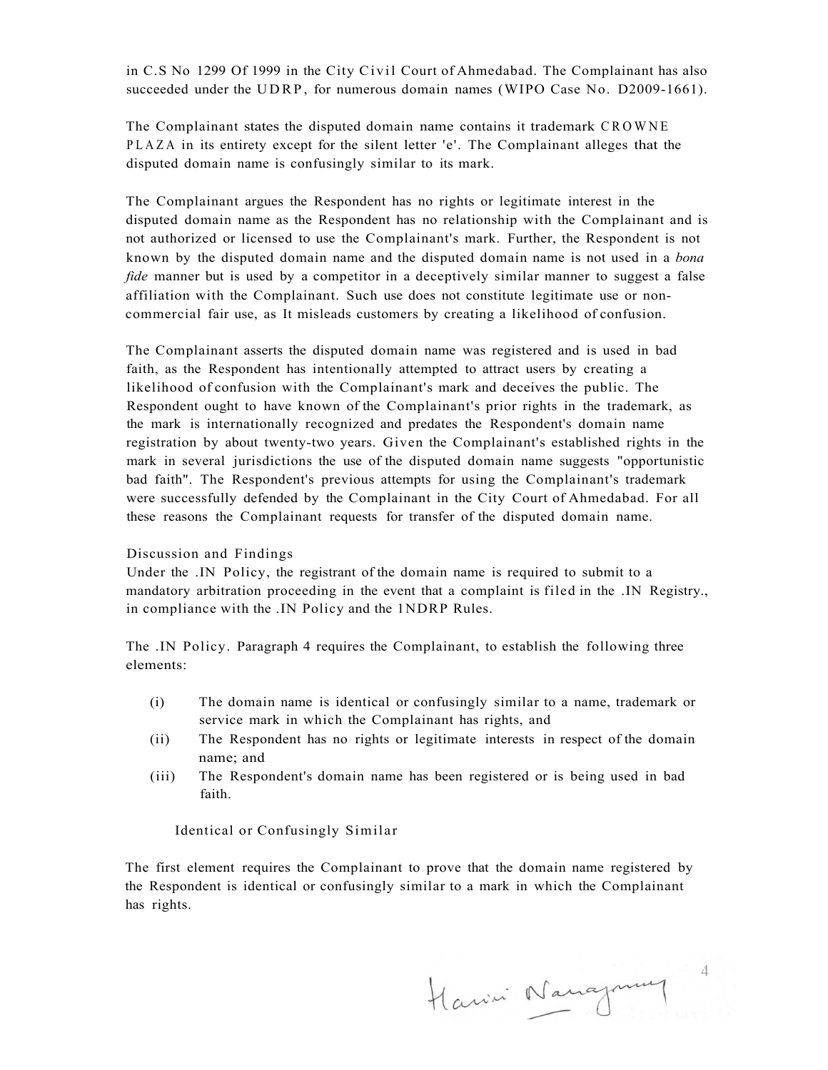in C.S No 1299 Of 1999 in the City Civil Court of Ahmedabad. The Complainant has also succeeded under the UDRP, for numerous domain names (WIPO Case No. D2009-1661).

The Complainant states the disputed domain name contains it trademark CROWNE PLAZA in its entirety except for the silent letter 'e'. The Complainant alleges that the disputed domain name is confusingly similar to its mark.

The Complainant argues the Respondent has no rights or legitimate interest in the disputed domain name as the Respondent has no relationship with the Complainant and is not authorized or licensed to use the Complainant's mark. Further, the Respondent is not known by the disputed domain name and the disputed domain name is not used in a *bona fide* manner but is used by a competitor in a deceptively similar manner to suggest a false affiliation with the Complainant. Such use does not constitute legitimate use or non-commercial fair use, as It misleads customers by creating a likelihood of confusion.

The Complainant asserts the disputed domain name was registered and is used in bad faith, as the Respondent has intentionally attempted to attract users by creating a likelihood of confusion with the Complainant's mark and deceives the public. The Respondent ought to have known of the Complainant's prior rights in the trademark, as the mark is internationally recognized and predates the Respondent's domain name registration by about twenty-two years. Given the Complainant's established rights in the mark in several jurisdictions the use of the disputed domain name suggests "opportunistic bad faith". The Respondent's previous attempts for using the Complainant's trademark were successfully defended by the Complainant in the City Court of Ahmedabad. For all these reasons the Complainant requests for transfer of the disputed domain name.

## Discussion and Findings

Under the .IN Policy, the registrant of the domain name is required to submit to a mandatory arbitration proceeding in the event that a complaint is filed in the .IN Registry., in compliance with the .IN Policy and the INDRP Rules.

The .IN Policy. Paragraph 4 requires the Complainant, to establish the following three elements:

- (i) The domain name is identical or confusingly similar to a name, trademark or service mark in which the Complainant has rights, and
- (ii) The Respondent has no rights or legitimate interests in respect of the domain name; and
- (iii) The Respondent's domain name has been registered or is being used in bad faith.

### Identical or Confusingly Similar

The first element requires the Complainant to prove that the domain name registered by the Respondent is identical or confusingly similar to a mark in which the Complainant has rights.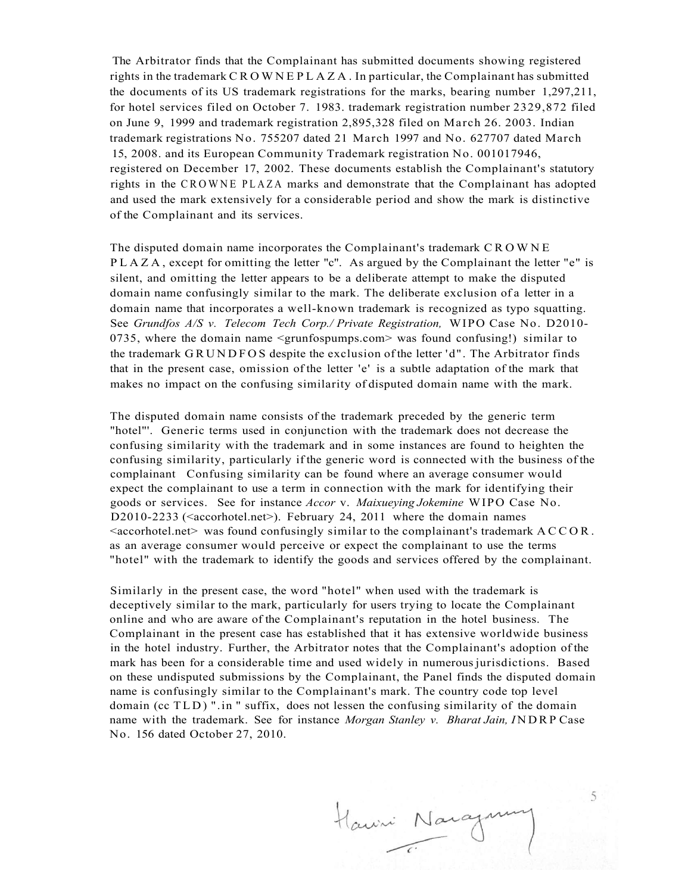The Arbitrator finds that the Complainant has submitted documents showing registered rights in the trademark CROWNE PLAZA. In particular, the Complainant has submitted the documents of its US trademark registrations for the marks, bearing number 1,297,211, for hotel services filed on October 7. 1983. trademark registration number 2329,872 filed on June 9, 1999 and trademark registration 2,895,328 filed on March 26. 2003. Indian trademark registrations No. 755207 dated 21 March 1997 and No. 627707 dated March 15, 2008. and its European Community Trademark registration No. 001017946, registered on December 17, 2002. These documents establish the Complainant's statutory rights in the CROWNE PLAZA marks and demonstrate that the Complainant has adopted and used the mark extensively for a considerable period and show the mark is distinctive of the Complainant and its services.

The disputed domain name incorporates the Complainant's trademark CROWNE PLAZA, except for omitting the letter "c". As argued by the Complainant the letter "e" is silent, and omitting the letter appears to be a deliberate attempt to make the disputed domain name confusingly similar to the mark. The deliberate exclusion of a letter in a domain name that incorporates a well-known trademark is recognized as typo squatting. See *Grundfos A/S v. Telecom Tech Corp./ Private Registration,* WIPO Case No. D2010-0735, where the domain name <grunfospumps.com> was found confusing!) similar to the trademark GRUNDFOS despite the exclusion of the letter 'd". The Arbitrator finds that in the present case, omission of the letter 'e' is a subtle adaptation of the mark that makes no impact on the confusing similarity of disputed domain name with the mark.

The disputed domain name consists of the trademark preceded by the generic term "hotel"'. Generic terms used in conjunction with the trademark does not decrease the confusing similarity with the trademark and in some instances are found to heighten the confusing similarity, particularly if the generic word is connected with the business of the complainant Confusing similarity can be found where an average consumer would expect the complainant to use a term in connection with the mark for identifying their goods or services. See for instance *Accor* v. *Maixueying Jokemine* WIPO Case No. D2010-2233 (<accorhotel.net>). February 24, 2011 where the domain names <accorhotel.net> was found confusingly similar to the complainant's trademark ACCOR. as an average consumer would perceive or expect the complainant to use the terms "hotel" with the trademark to identify the goods and services offered by the complainant.

Similarly in the present case, the word "hotel" when used with the trademark is deceptively similar to the mark, particularly for users trying to locate the Complainant online and who are aware of the Complainant's reputation in the hotel business. The Complainant in the present case has established that it has extensive worldwide business in the hotel industry. Further, the Arbitrator notes that the Complainant's adoption of the mark has been for a considerable time and used widely in numerous jurisdictions. Based on these undisputed submissions by the Complainant, the Panel finds the disputed domain name is confusingly similar to the Complainant's mark. The country code top level domain (cc TLD) ".in " suffix, does not lessen the confusing similarity of the domain name with the trademark. See for instance *Morgan Stanley v. Bharat Jain,* INDRP Case No. 156 dated October 27, 2010.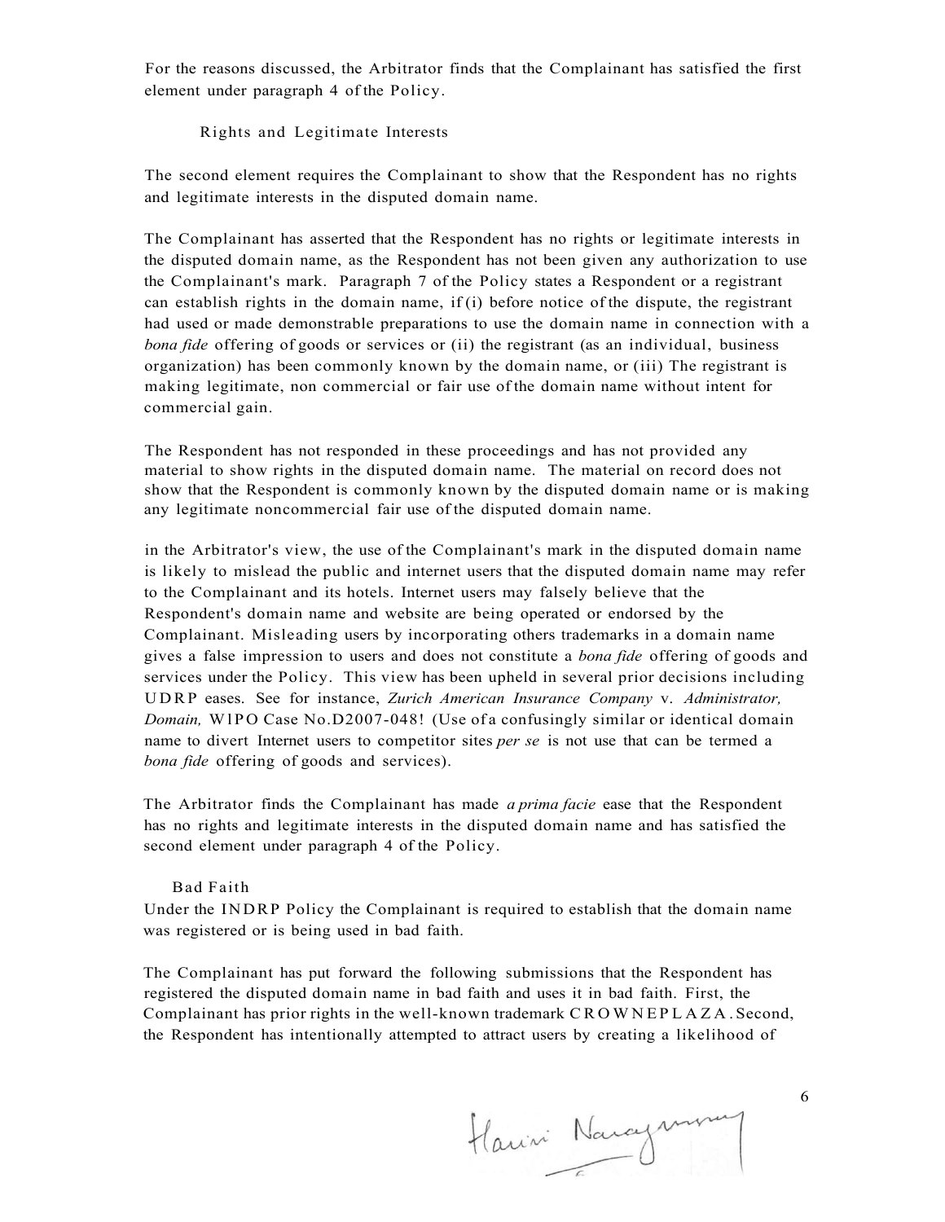For the reasons discussed, the Arbitrator finds that the Complainant has satisfied the first element under paragraph 4 of the Policy.

Rights and Legitimate Interests

The second element requires the Complainant to show that the Respondent has no rights and legitimate interests in the disputed domain name.

The Complainant has asserted that the Respondent has no rights or legitimate interests in the disputed domain name, as the Respondent has not been given any authorization to use the Complainant's mark. Paragraph 7 of the Policy states a Respondent or a registrant can establish rights in the domain name, if (i) before notice of the dispute, the registrant had used or made demonstrable preparations to use the domain name in connection with a *bona fide* offering of goods or services or (ii) the registrant (as an individual, business organization) has been commonly known by the domain name, or (iii) The registrant is making legitimate, non commercial or fair use of the domain name without intent for commercial gain.

The Respondent has not responded in these proceedings and has not provided any material to show rights in the disputed domain name. The material on record does not show that the Respondent is commonly known by the disputed domain name or is making any legitimate noncommercial fair use of the disputed domain name.

in the Arbitrator's view, the use of the Complainant's mark in the disputed domain name is likely to mislead the public and internet users that the disputed domain name may refer to the Complainant and its hotels. Internet users may falsely believe that the Respondent's domain name and website are being operated or endorsed by the Complainant. Misleading users by incorporating others trademarks in a domain name gives a false impression to users and does not constitute a *bona fide* offering of goods and services under the Policy. This view has been upheld in several prior decisions including UDRP eases. See for instance, *Zurich American Insurance Company* v. *Administrator, Domain,* W1PO Case No.D2007-048! (Use of a confusingly similar or identical domain name to divert Internet users to competitor sites *per se* is not use that can be termed a *bona fide* offering of goods and services).

The Arbitrator finds the Complainant has made *a prima facie* ease that the Respondent has no rights and legitimate interests in the disputed domain name and has satisfied the second element under paragraph 4 of the Policy.

Bad Faith

Under the INDRP Policy the Complainant is required to establish that the domain name was registered or is being used in bad faith.

The Complainant has put forward the following submissions that the Respondent has registered the disputed domain name in bad faith and uses it in bad faith. First, the Complainant has prior rights in the well-known trademark CROWNEPLAZA. Second, the Respondent has intentionally attempted to attract users by creating a likelihood of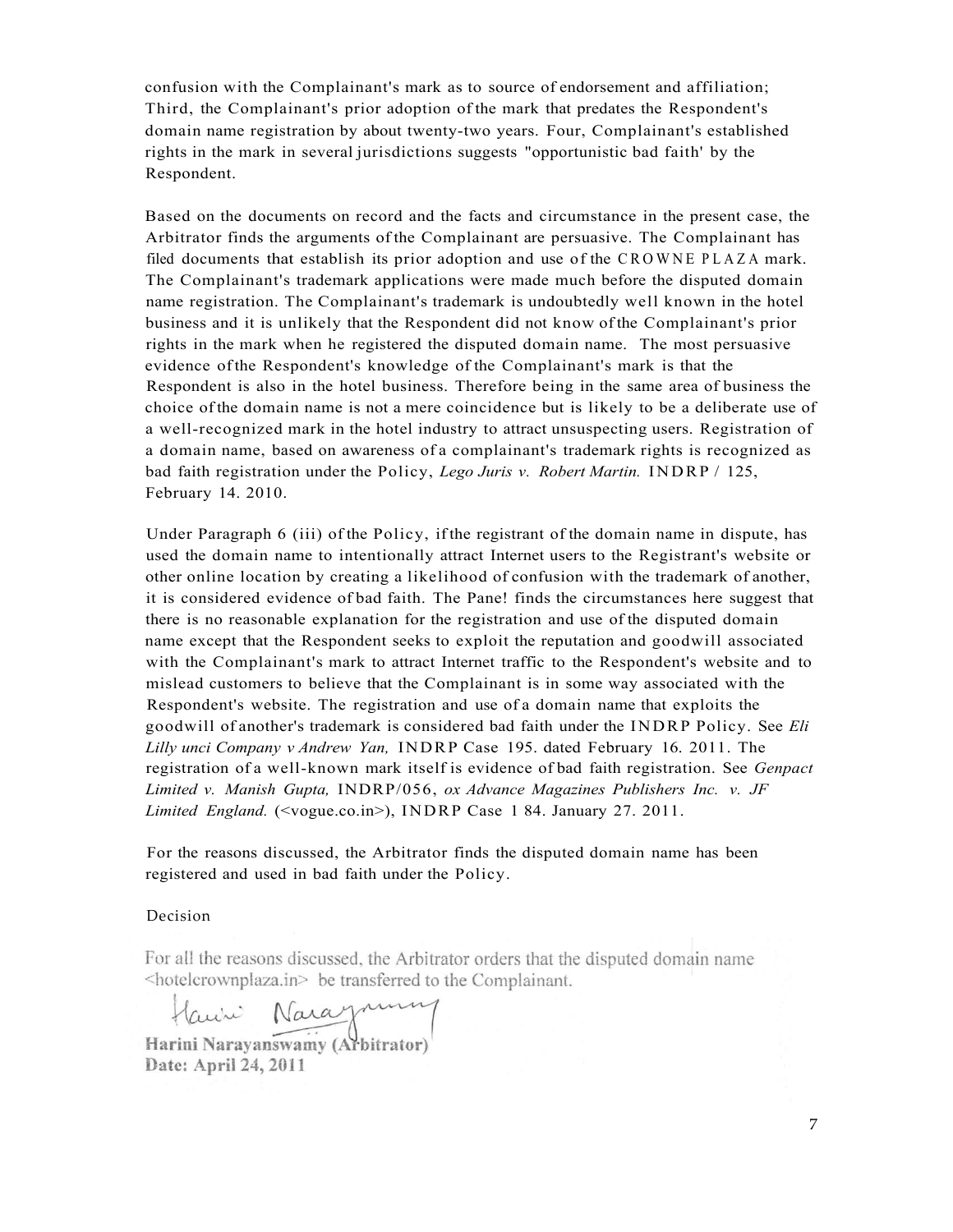confusion with the Complainant's mark as to source of endorsement and affiliation; Third, the Complainant's prior adoption of the mark that predates the Respondent's domain name registration by about twenty-two years. Four, Complainant's established rights in the mark in several jurisdictions suggests "opportunistic bad faith' by the Respondent.

Based on the documents on record and the facts and circumstance in the present case, the Arbitrator finds the arguments of the Complainant are persuasive. The Complainant has filed documents that establish its prior adoption and use of the CROWNE PLAZA mark. The Complainant's trademark applications were made much before the disputed domain name registration. The Complainant's trademark is undoubtedly well known in the hotel business and it is unlikely that the Respondent did not know of the Complainant's prior rights in the mark when he registered the disputed domain name. The most persuasive evidence of the Respondent's knowledge of the Complainant's mark is that the Respondent is also in the hotel business. Therefore being in the same area of business the choice of the domain name is not a mere coincidence but is likely to be a deliberate use of a well-recognized mark in the hotel industry to attract unsuspecting users. Registration of a domain name, based on awareness of a complainant's trademark rights is recognized as bad faith registration under the Policy, *Lego Juris v. Robert Martin.* INDRP / 125, February 14. 2010.

Under Paragraph 6 (iii) of the Policy, if the registrant of the domain name in dispute, has used the domain name to intentionally attract Internet users to the Registrant's website or other online location by creating a likelihood of confusion with the trademark of another, it is considered evidence of bad faith. The Pane! finds the circumstances here suggest that there is no reasonable explanation for the registration and use of the disputed domain name except that the Respondent seeks to exploit the reputation and goodwill associated with the Complainant's mark to attract Internet traffic to the Respondent's website and to mislead customers to believe that the Complainant is in some way associated with the Respondent's website. The registration and use of a domain name that exploits the goodwill of another's trademark is considered bad faith under the INDRP Policy. See *Eli Lilly unci Company v Andrew Yan,* INDRP Case 195. dated February 16. 2011. The registration of a well-known mark itself is evidence of bad faith registration. See *Genpact Limited v. Manish Gupta,* INDRP/056, *ox Advance Magazines Publishers Inc. v. JF Limited England.* (<vogue.co.in>), INDRP Case 1 84. January 27. 2011.

For the reasons discussed, the Arbitrator finds the disputed domain name has been registered and used in bad faith under the Policy.

Decision

For all the reasons discussed, the Arbitrator orders that the disputed domain name <hotelcrownplaza.in> be transferred to the Complainant.

**Harini Narayanswamy (Arbitrator)**
**Date: April 24, 2011**